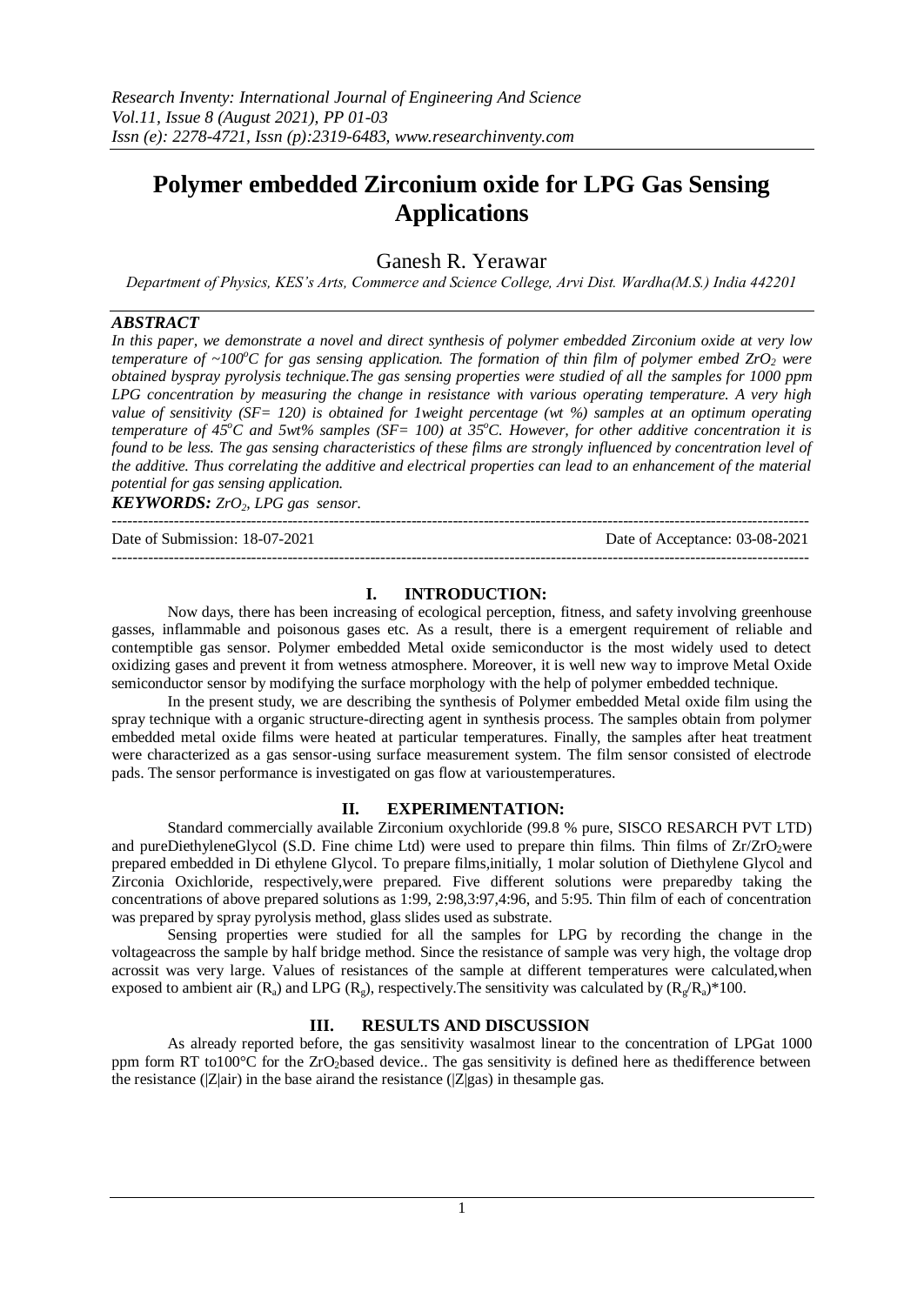# Polymer embedded Zirconium oxide for LPG Gas Sensing Applications

Ganesh R. Yerawar

*Department of Physics, KES's Arts, Commerce and Science College, Arvi Dist. Wardha(M.S.) India 442201*

## ABSTRACT

*In this paper, we demonstrate a novel and direct synthesis of polymer embedded Zirconium oxide at very low temperature of ~100°C for gas sensing application. The formation of thin film of polymer embed $ZrO_2$ were obtained byspray pyrolysis technique.The gas sensing properties were studied of all the samples for 1000 ppm LPG concentration by measuring the change in resistance with various operating temperature. A very high value of sensitivity (SF= 120) is obtained for 1weight percentage (wt %) samples at an optimum operating temperature of 45°C and 5wt% samples (SF= 100) at 35°C. However, for other additive concentration it is found to be less. The gas sensing characteristics of these films are strongly influenced by concentration level of the additive. Thus correlating the additive and electrical properties can lead to an enhancement of the material potential for gas sensing application.*

***KEYWORDS:*** *$ZrO_2$, LPG gas sensor.*

---

Date of Submission: 18-07-2021 | Date of Acceptance: 03-08-2021

---

## I. INTRODUCTION:

Now days, there has been increasing of ecological perception, fitness, and safety involving greenhouse gasses, inflammable and poisonous gases etc. As a result, there is a emergent requirement of reliable and contemptible gas sensor. Polymer embedded Metal oxide semiconductor is the most widely used to detect oxidizing gases and prevent it from wetness atmosphere. Moreover, it is well new way to improve Metal Oxide semiconductor sensor by modifying the surface morphology with the help of polymer embedded technique.

In the present study, we are describing the synthesis of Polymer embedded Metal oxide film using the spray technique with a organic structure-directing agent in synthesis process. The samples obtain from polymer embedded metal oxide films were heated at particular temperatures. Finally, the samples after heat treatment were characterized as a gas sensor-using surface measurement system. The film sensor consisted of electrode pads. The sensor performance is investigated on gas flow at varioustemperatures.

## II. EXPERIMENTATION:

Standard commercially available Zirconium oxychloride (99.8 % pure, SISCO RESARCH PVT LTD) and pureDiethyleneGlycol (S.D. Fine chime Ltd) were used to prepare thin films. Thin films of $Zr/ZrO_2$were prepared embedded in Di ethylene Glycol. To prepare films,initially, 1 molar solution of Diethylene Glycol and Zirconia Oxichloride, respectively,were prepared. Five different solutions were preparedby taking the concentrations of above prepared solutions as 1:99, 2:98,3:97,4:96, and 5:95. Thin film of each of concentration was prepared by spray pyrolysis method, glass slides used as substrate.

Sensing properties were studied for all the samples for LPG by recording the change in the voltageacross the sample by half bridge method. Since the resistance of sample was very high, the voltage drop acrossit was very large. Values of resistances of the sample at different temperatures were calculated,when exposed to ambient air ($R_a$) and LPG ($R_g$), respectively.The sensitivity was calculated by $(R_g/R_a)*100$.

## III. RESULTS AND DISCUSSION

As already reported before, the gas sensitivity wasalmost linear to the concentration of LPGat 1000 ppm form RT to100°C for the $ZrO_2$based device.. The gas sensitivity is defined here as thedifference between the resistance (|Z|air) in the base airand the resistance (|Z|gas) in thesample gas.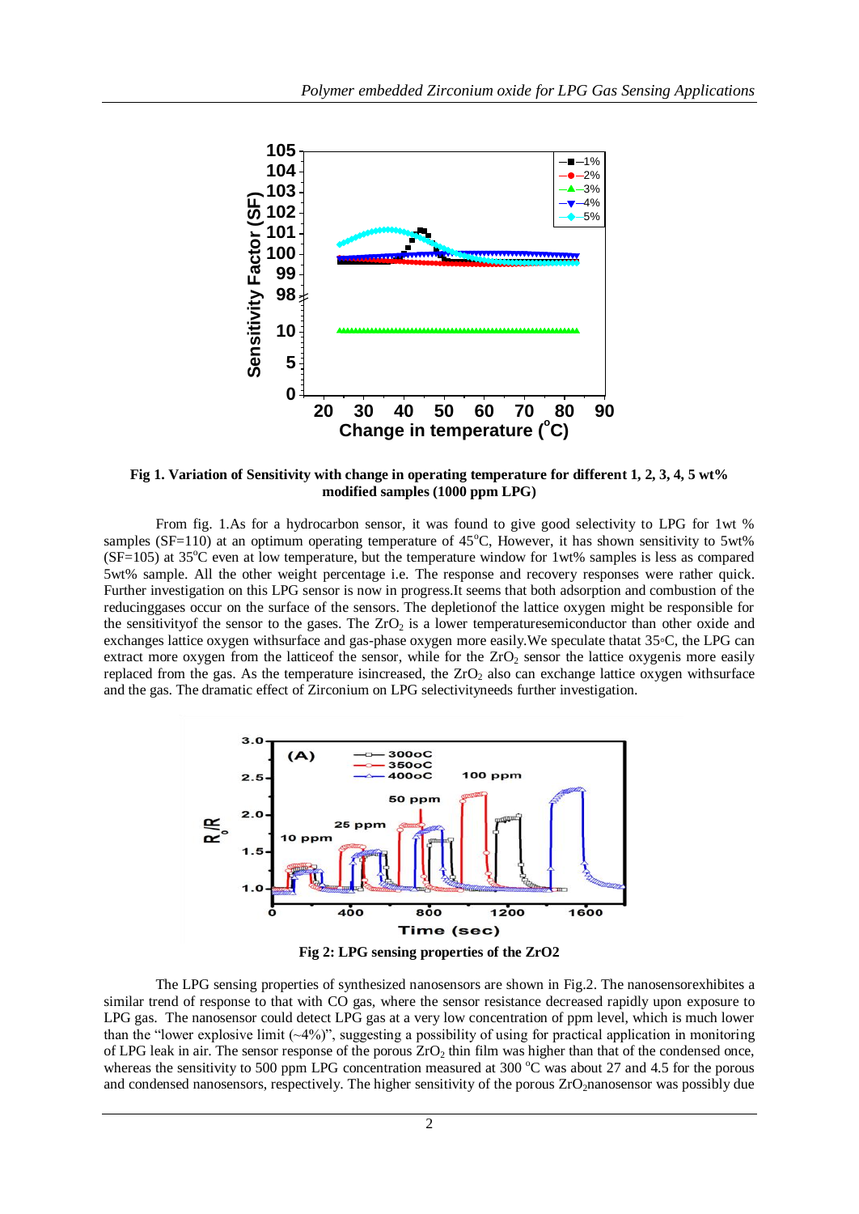Fig 1. Variation of Sensitivity with change in operating temperature for different 1, 2, 3, 4, 5 wt% modified samples (1000 ppm LPG)

From fig. 1.As for a hydrocarbon sensor, it was found to give good selectivity to LPG for 1wt % samples (SF=110) at an optimum operating temperature of 45°C, However, it has shown sensitivity to 5wt% (SF=105) at 35°C even at low temperature, but the temperature window for 1wt% samples is less as compared 5wt% sample. All the other weight percentage i.e. The response and recovery responses were rather quick. Further investigation on this LPG sensor is now in progress.It seems that both adsorption and combustion of the reducinggases occur on the surface of the sensors. The depletionof the lattice oxygen might be responsible for the sensitivityof the sensor to the gases. The $ZrO_2$ is a lower temperaturesemiconductor than other oxide and exchanges lattice oxygen withsurface and gas-phase oxygen more easily.We speculate thatat 35◦C, the LPG can extract more oxygen from the latticeof the sensor, while for the $ZrO_2$ sensor the lattice oxygenis more easily replaced from the gas. As the temperature isincreased, the $ZrO_2$ also can exchange lattice oxygen withsurface and the gas. The dramatic effect of Zirconium on LPG selectivityneeds further investigation.

Fig 2: LPG sensing properties of the ZrO2

The LPG sensing properties of synthesized nanosensors are shown in Fig.2. The nanosensorexhibites a similar trend of response to that with CO gas, where the sensor resistance decreased rapidly upon exposure to LPG gas. The nanosensor could detect LPG gas at a very low concentration of ppm level, which is much lower than the "lower explosive limit (~4%)", suggesting a possibility of using for practical application in monitoring of LPG leak in air. The sensor response of the porous $ZrO_2$ thin film was higher than that of the condensed once, whereas the sensitivity to 500 ppm LPG concentration measured at 300 °C was about 27 and 4.5 for the porous and condensed nanosensors, respectively. The higher sensitivity of the porous $ZrO_2$nanosensor was possibly due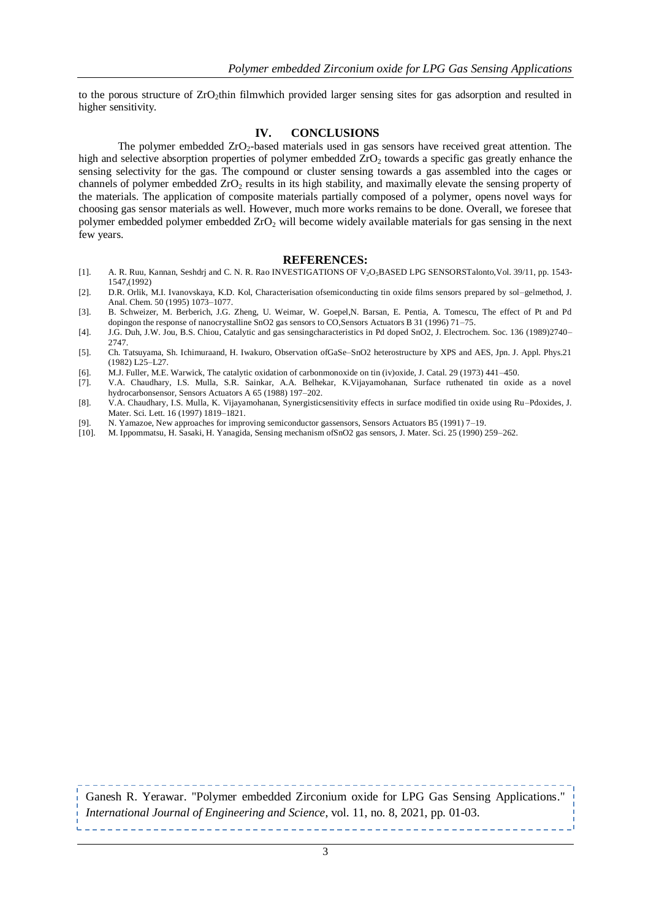to the porous structure of $ZrO_2$thin filmwhich provided larger sensing sites for gas adsorption and resulted in higher sensitivity.

## IV. CONCLUSIONS

The polymer embedded $ZrO_2$-based materials used in gas sensors have received great attention. The high and selective absorption properties of polymer embedded $ZrO_2$ towards a specific gas greatly enhance the sensing selectivity for the gas. The compound or cluster sensing towards a gas assembled into the cages or channels of polymer embedded $ZrO_2$ results in its high stability, and maximally elevate the sensing property of the materials. The application of composite materials partially composed of a polymer, opens novel ways for choosing gas sensor materials as well. However, much more works remains to be done. Overall, we foresee that polymer embedded polymer embedded $ZrO_2$ will become widely available materials for gas sensing in the next few years.

## REFERENCES:

[1]. A. R. Ruu, Kannan, Seshdrj and C. N. R. Rao INVESTIGATIONS OF $V_2O_5$BASED LPG SENSORSTalonto,Vol. 39/11, pp. 1543-1547,(1992)

[2]. D.R. Orlik, M.I. Ivanovskaya, K.D. Kol, Characterisation ofsemiconducting tin oxide films sensors prepared by sol–gelmethod, J. Anal. Chem. 50 (1995) 1073–1077.

[3]. B. Schweizer, M. Berberich, J.G. Zheng, U. Weimar, W. Goepel,N. Barsan, E. Pentia, A. Tomescu, The effect of Pt and Pd dopingon the response of nanocrystalline SnO2 gas sensors to CO,Sensors Actuators B 31 (1996) 71–75.

[4]. J.G. Duh, J.W. Jou, B.S. Chiou, Catalytic and gas sensingcharacteristics in Pd doped SnO2, J. Electrochem. Soc. 136 (1989)2740–2747.

[5]. Ch. Tatsuyama, Sh. Ichimuraand, H. Iwakuro, Observation ofGaSe–SnO2 heterostructure by XPS and AES, Jpn. J. Appl. Phys.21 (1982) L25–L27.

[6]. M.J. Fuller, M.E. Warwick, The catalytic oxidation of carbonmonoxide on tin (iv)oxide, J. Catal. 29 (1973) 441–450.

[7]. V.A. Chaudhary, I.S. Mulla, S.R. Sainkar, A.A. Belhekar, K.Vijayamohanan, Surface ruthenated tin oxide as a novel hydrocarbonsensor, Sensors Actuators A 65 (1988) 197–202.

[8]. V.A. Chaudhary, I.S. Mulla, K. Vijayamohanan, Synergisticsensitivity effects in surface modified tin oxide using Ru–Pdoxides, J. Mater. Sci. Lett. 16 (1997) 1819–1821.

[9]. N. Yamazoe, New approaches for improving semiconductor gassensors, Sensors Actuators B5 (1991) 7–19.

[10]. M. Ippommatsu, H. Sasaki, H. Yanagida, Sensing mechanism ofSnO2 gas sensors, J. Mater. Sci. 25 (1990) 259–262.

Ganesh R. Yerawar. "Polymer embedded Zirconium oxide for LPG Gas Sensing Applications." *International Journal of Engineering and Science*, vol. 11, no. 8, 2021, pp. 01-03.